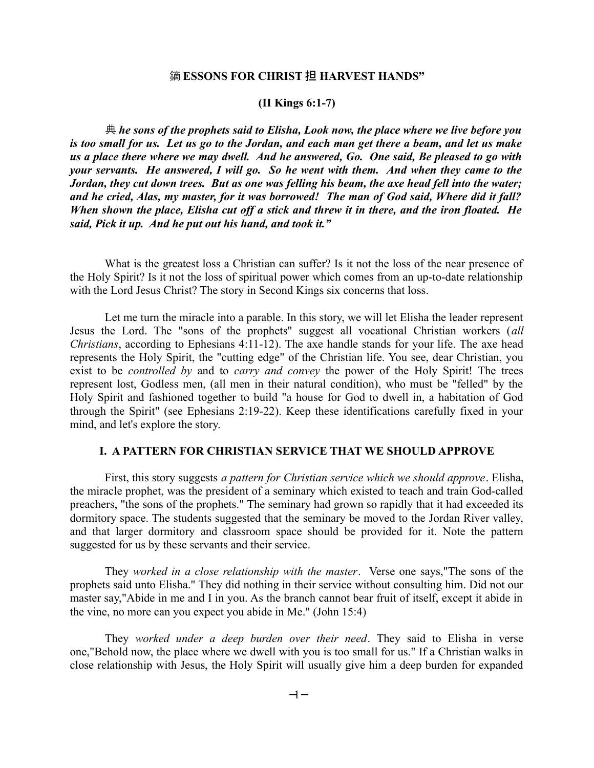### 鏑 ESSONS FOR CHRIST 担 HARVEST HANDS"

**(II Kings 6:1-7)**

***典 he sons of the prophets said to Elisha, Look now, the place where we live before you is too small for us. Let us go to the Jordan, and each man get there a beam, and let us make us a place there where we may dwell. And he answered, Go. One said, Be pleased to go with your servants. He answered, I will go. So he went with them. And when they came to the Jordan, they cut down trees. But as one was felling his beam, the axe head fell into the water; and he cried, Alas, my master, for it was borrowed! The man of God said, Where did it fall? When shown the place, Elisha cut off a stick and threw it in there, and the iron floated. He said, Pick it up. And he put out his hand, and took it."***

What is the greatest loss a Christian can suffer? Is it not the loss of the near presence of the Holy Spirit? Is it not the loss of spiritual power which comes from an up-to-date relationship with the Lord Jesus Christ? The story in Second Kings six concerns that loss.

Let me turn the miracle into a parable. In this story, we will let Elisha the leader represent Jesus the Lord. The "sons of the prophets" suggest all vocational Christian workers (*all Christians*, according to Ephesians 4:11-12). The axe handle stands for your life. The axe head represents the Holy Spirit, the "cutting edge" of the Christian life. You see, dear Christian, you exist to be *controlled by* and to *carry and convey* the power of the Holy Spirit! The trees represent lost, Godless men, (all men in their natural condition), who must be "felled" by the Holy Spirit and fashioned together to build "a house for God to dwell in, a habitation of God through the Spirit" (see Ephesians 2:19-22). Keep these identifications carefully fixed in your mind, and let's explore the story.

## I. A PATTERN FOR CHRISTIAN SERVICE THAT WE SHOULD APPROVE

First, this story suggests *a pattern for Christian service which we should approve*. Elisha, the miracle prophet, was the president of a seminary which existed to teach and train God-called preachers, "the sons of the prophets." The seminary had grown so rapidly that it had exceeded its dormitory space. The students suggested that the seminary be moved to the Jordan River valley, and that larger dormitory and classroom space should be provided for it. Note the pattern suggested for us by these servants and their service.

They *worked in a close relationship with the master*. Verse one says,"The sons of the prophets said unto Elisha." They did nothing in their service without consulting him. Did not our master say,"Abide in me and I in you. As the branch cannot bear fruit of itself, except it abide in the vine, no more can you expect you abide in Me." (John 15:4)

They *worked under a deep burden over their need*. They said to Elisha in verse one,"Behold now, the place where we dwell with you is too small for us." If a Christian walks in close relationship with Jesus, the Holy Spirit will usually give him a deep burden for expanded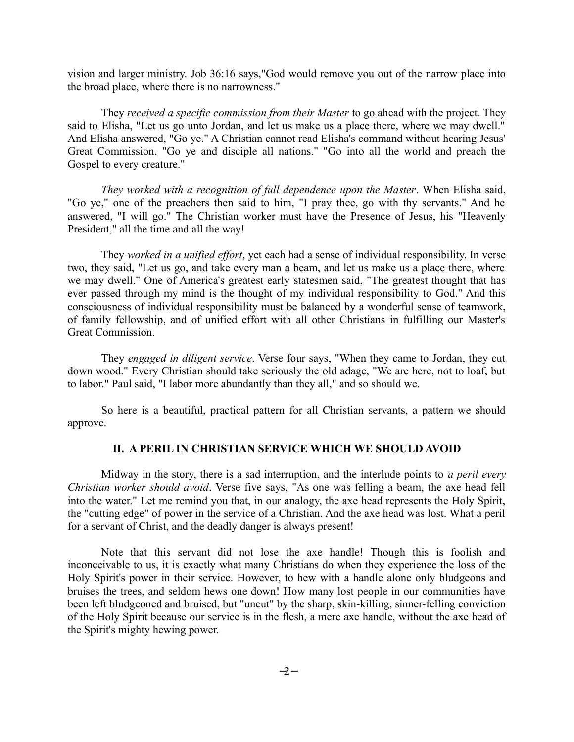vision and larger ministry. Job 36:16 says,"God would remove you out of the narrow place into the broad place, where there is no narrowness."

They *received a specific commission from their Master* to go ahead with the project. They said to Elisha, "Let us go unto Jordan, and let us make us a place there, where we may dwell." And Elisha answered, "Go ye." A Christian cannot read Elisha's command without hearing Jesus' Great Commission, "Go ye and disciple all nations." "Go into all the world and preach the Gospel to every creature."

*They worked with a recognition of full dependence upon the Master*. When Elisha said, "Go ye," one of the preachers then said to him, "I pray thee, go with thy servants." And he answered, "I will go." The Christian worker must have the Presence of Jesus, his "Heavenly President," all the time and all the way!

They *worked in a unified effort*, yet each had a sense of individual responsibility. In verse two, they said, "Let us go, and take every man a beam, and let us make us a place there, where we may dwell." One of America's greatest early statesmen said, "The greatest thought that has ever passed through my mind is the thought of my individual responsibility to God." And this consciousness of individual responsibility must be balanced by a wonderful sense of teamwork, of family fellowship, and of unified effort with all other Christians in fulfilling our Master's Great Commission.

They *engaged in diligent service*. Verse four says, "When they came to Jordan, they cut down wood." Every Christian should take seriously the old adage, "We are here, not to loaf, but to labor." Paul said, "I labor more abundantly than they all," and so should we.

So here is a beautiful, practical pattern for all Christian servants, a pattern we should approve.

## II. A PERIL IN CHRISTIAN SERVICE WHICH WE SHOULD AVOID

Midway in the story, there is a sad interruption, and the interlude points to *a peril every Christian worker should avoid*. Verse five says, "As one was felling a beam, the axe head fell into the water." Let me remind you that, in our analogy, the axe head represents the Holy Spirit, the "cutting edge" of power in the service of a Christian. And the axe head was lost. What a peril for a servant of Christ, and the deadly danger is always present!

Note that this servant did not lose the axe handle! Though this is foolish and inconceivable to us, it is exactly what many Christians do when they experience the loss of the Holy Spirit's power in their service. However, to hew with a handle alone only bludgeons and bruises the trees, and seldom hews one down! How many lost people in our communities have been left bludgeoned and bruised, but "uncut" by the sharp, skin-killing, sinner-felling conviction of the Holy Spirit because our service is in the flesh, a mere axe handle, without the axe head of the Spirit's mighty hewing power.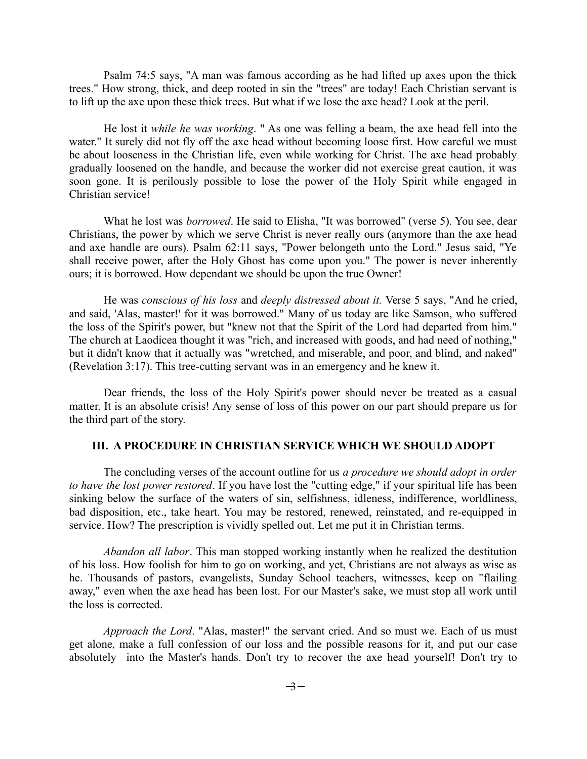Psalm 74:5 says, "A man was famous according as he had lifted up axes upon the thick trees." How strong, thick, and deep rooted in sin the "trees" are today! Each Christian servant is to lift up the axe upon these thick trees. But what if we lose the axe head? Look at the peril.

He lost it *while he was working*. " As one was felling a beam, the axe head fell into the water." It surely did not fly off the axe head without becoming loose first. How careful we must be about looseness in the Christian life, even while working for Christ. The axe head probably gradually loosened on the handle, and because the worker did not exercise great caution, it was soon gone. It is perilously possible to lose the power of the Holy Spirit while engaged in Christian service!

What he lost was *borrowed*. He said to Elisha, "It was borrowed" (verse 5). You see, dear Christians, the power by which we serve Christ is never really ours (anymore than the axe head and axe handle are ours). Psalm 62:11 says, "Power belongeth unto the Lord." Jesus said, "Ye shall receive power, after the Holy Ghost has come upon you." The power is never inherently ours; it is borrowed. How dependant we should be upon the true Owner!

He was *conscious of his loss* and *deeply distressed about it.* Verse 5 says, "And he cried, and said, 'Alas, master!' for it was borrowed." Many of us today are like Samson, who suffered the loss of the Spirit's power, but "knew not that the Spirit of the Lord had departed from him." The church at Laodicea thought it was "rich, and increased with goods, and had need of nothing," but it didn't know that it actually was "wretched, and miserable, and poor, and blind, and naked" (Revelation 3:17). This tree-cutting servant was in an emergency and he knew it.

Dear friends, the loss of the Holy Spirit's power should never be treated as a casual matter. It is an absolute crisis! Any sense of loss of this power on our part should prepare us for the third part of the story.

### III. A PROCEDURE IN CHRISTIAN SERVICE WHICH WE SHOULD ADOPT

The concluding verses of the account outline for us *a procedure we should adopt in order to have the lost power restored*. If you have lost the "cutting edge," if your spiritual life has been sinking below the surface of the waters of sin, selfishness, idleness, indifference, worldliness, bad disposition, etc., take heart. You may be restored, renewed, reinstated, and re-equipped in service. How? The prescription is vividly spelled out. Let me put it in Christian terms.

*Abandon all labor*. This man stopped working instantly when he realized the destitution of his loss. How foolish for him to go on working, and yet, Christians are not always as wise as he. Thousands of pastors, evangelists, Sunday School teachers, witnesses, keep on "flailing away," even when the axe head has been lost. For our Master's sake, we must stop all work until the loss is corrected.

*Approach the Lord*. "Alas, master!" the servant cried. And so must we. Each of us must get alone, make a full confession of our loss and the possible reasons for it, and put our case absolutely into the Master's hands. Don't try to recover the axe head yourself! Don't try to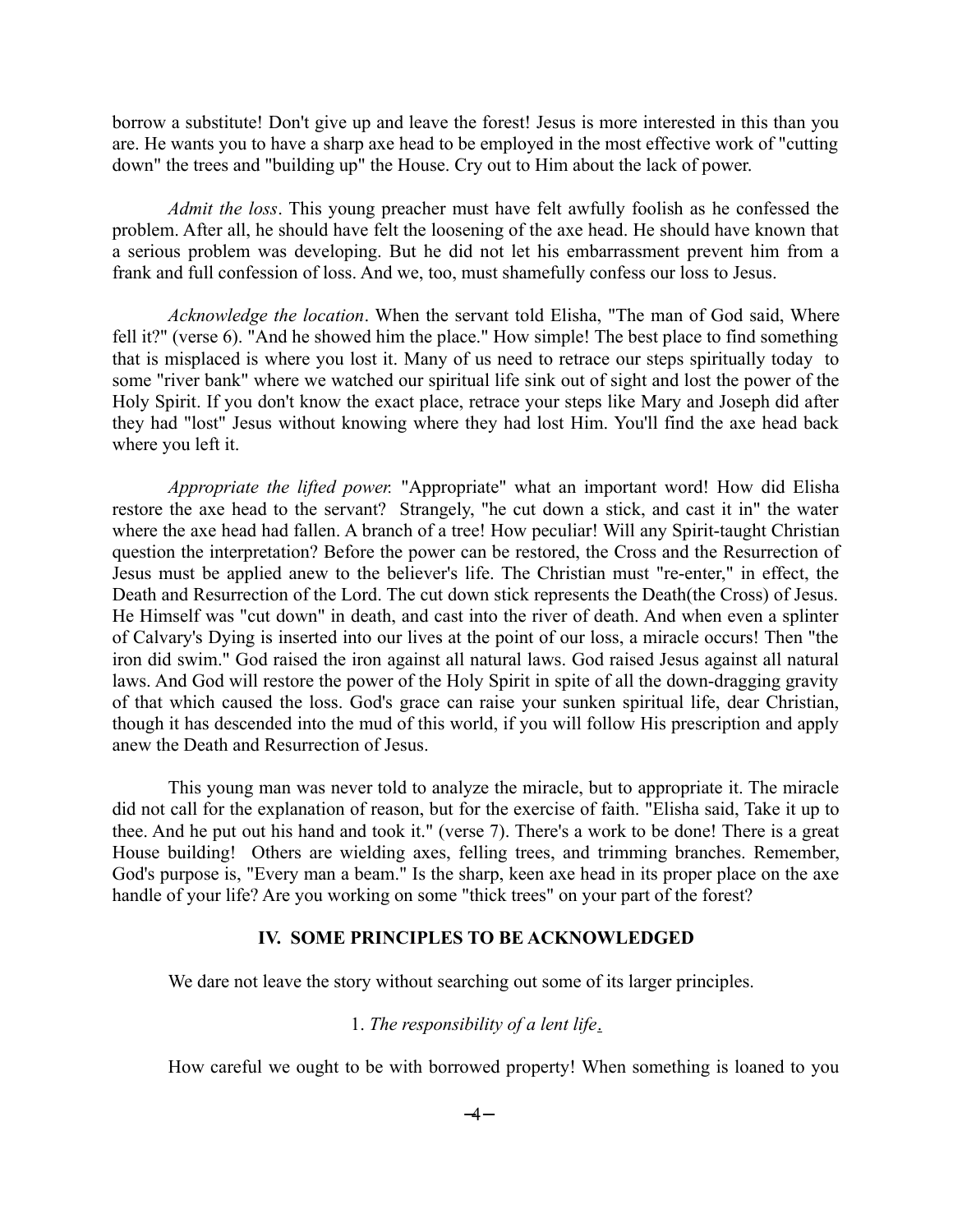borrow a substitute! Don't give up and leave the forest! Jesus is more interested in this than you are. He wants you to have a sharp axe head to be employed in the most effective work of "cutting down" the trees and "building up" the House. Cry out to Him about the lack of power.

*Admit the loss*. This young preacher must have felt awfully foolish as he confessed the problem. After all, he should have felt the loosening of the axe head. He should have known that a serious problem was developing. But he did not let his embarrassment prevent him from a frank and full confession of loss. And we, too, must shamefully confess our loss to Jesus.

*Acknowledge the location*. When the servant told Elisha, "The man of God said, Where fell it?" (verse 6). "And he showed him the place." How simple! The best place to find something that is misplaced is where you lost it. Many of us need to retrace our steps spiritually today to some "river bank" where we watched our spiritual life sink out of sight and lost the power of the Holy Spirit. If you don't know the exact place, retrace your steps like Mary and Joseph did after they had "lost" Jesus without knowing where they had lost Him. You'll find the axe head back where you left it.

*Appropriate the lifted power.* "Appropriate" what an important word! How did Elisha restore the axe head to the servant? Strangely, "he cut down a stick, and cast it in" the water where the axe head had fallen. A branch of a tree! How peculiar! Will any Spirit-taught Christian question the interpretation? Before the power can be restored, the Cross and the Resurrection of Jesus must be applied anew to the believer's life. The Christian must "re-enter," in effect, the Death and Resurrection of the Lord. The cut down stick represents the Death(the Cross) of Jesus. He Himself was "cut down" in death, and cast into the river of death. And when even a splinter of Calvary's Dying is inserted into our lives at the point of our loss, a miracle occurs! Then "the iron did swim." God raised the iron against all natural laws. God raised Jesus against all natural laws. And God will restore the power of the Holy Spirit in spite of all the down-dragging gravity of that which caused the loss. God's grace can raise your sunken spiritual life, dear Christian, though it has descended into the mud of this world, if you will follow His prescription and apply anew the Death and Resurrection of Jesus.

This young man was never told to analyze the miracle, but to appropriate it. The miracle did not call for the explanation of reason, but for the exercise of faith. "Elisha said, Take it up to thee. And he put out his hand and took it." (verse 7). There's a work to be done! There is a great House building! Others are wielding axes, felling trees, and trimming branches. Remember, God's purpose is, "Every man a beam." Is the sharp, keen axe head in its proper place on the axe handle of your life? Are you working on some "thick trees" on your part of the forest?

## IV. SOME PRINCIPLES TO BE ACKNOWLEDGED

We dare not leave the story without searching out some of its larger principles.

### 1. *The responsibility of a lent life*.

How careful we ought to be with borrowed property! When something is loaned to you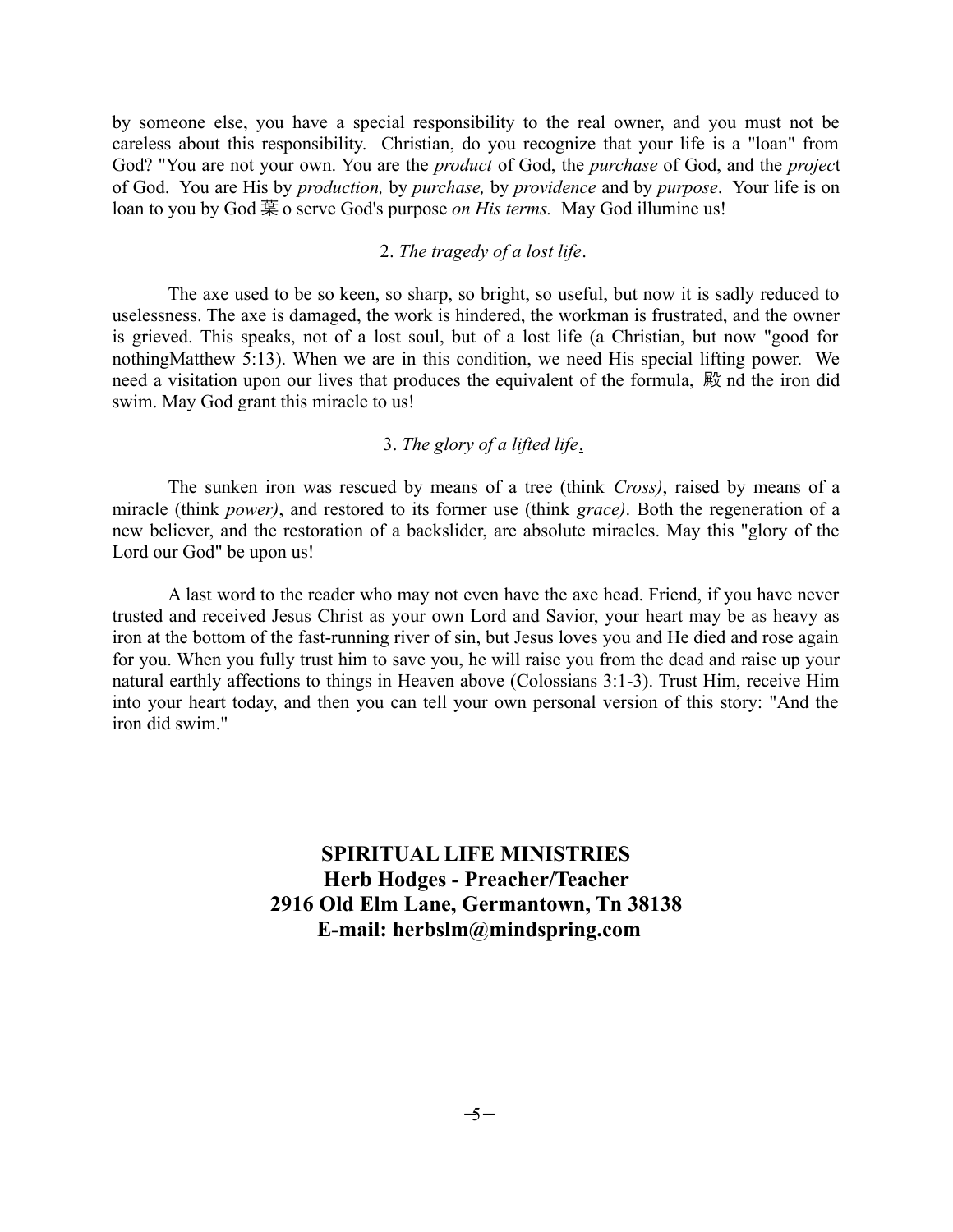by someone else, you have a special responsibility to the real owner, and you must not be careless about this responsibility. Christian, do you recognize that your life is a "loan" from God? "You are not your own. You are the *product* of God, the *purchase* of God, and the *projec*t of God. You are His by *production,* by *purchase,* by *providence* and by *purpose*. Your life is on loan to you by God 葉 o serve God's purpose *on His terms.* May God illumine us!

2. *The tragedy of a lost life*.

The axe used to be so keen, so sharp, so bright, so useful, but now it is sadly reduced to uselessness. The axe is damaged, the work is hindered, the workman is frustrated, and the owner is grieved. This speaks, not of a lost soul, but of a lost life (a Christian, but now "good for nothingMatthew 5:13). When we are in this condition, we need His special lifting power. We need a visitation upon our lives that produces the equivalent of the formula, 殿 nd the iron did swim. May God grant this miracle to us!

3. *The glory of a lifted life*.

The sunken iron was rescued by means of a tree (think *Cross)*, raised by means of a miracle (think *power)*, and restored to its former use (think *grace)*. Both the regeneration of a new believer, and the restoration of a backslider, are absolute miracles. May this "glory of the Lord our God" be upon us!

A last word to the reader who may not even have the axe head. Friend, if you have never trusted and received Jesus Christ as your own Lord and Savior, your heart may be as heavy as iron at the bottom of the fast-running river of sin, but Jesus loves you and He died and rose again for you. When you fully trust him to save you, he will raise you from the dead and raise up your natural earthly affections to things in Heaven above (Colossians 3:1-3). Trust Him, receive Him into your heart today, and then you can tell your own personal version of this story: "And the iron did swim."

**SPIRITUAL LIFE MINISTRIES**
**Herb Hodges - Preacher/Teacher**
**2916 Old Elm Lane, Germantown, Tn 38138**
**E-mail: herbslm@mindspring.com**